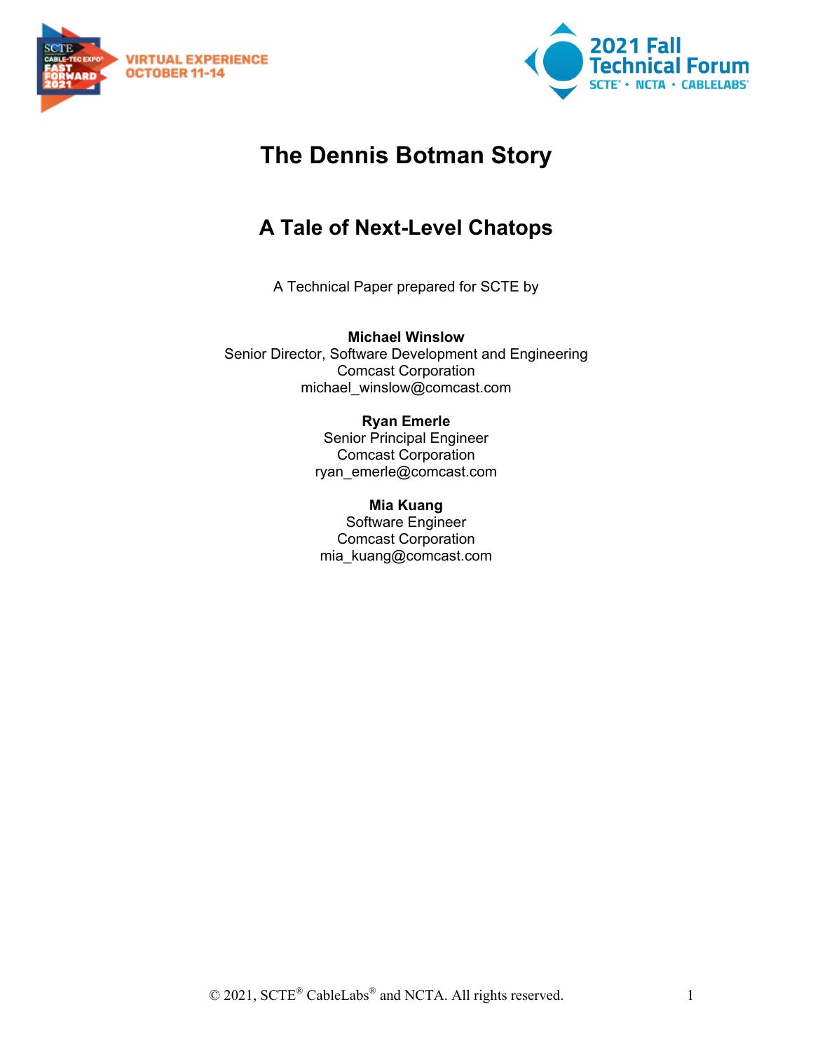# The Dennis Botman Story

## A Tale of Next-Level Chatops

A Technical Paper prepared for SCTE by

**Michael Winslow**
Senior Director, Software Development and Engineering
Comcast Corporation
michael_winslow@comcast.com

**Ryan Emerle**
Senior Principal Engineer
Comcast Corporation
ryan_emerle@comcast.com

**Mia Kuang**
Software Engineer
Comcast Corporation
mia_kuang@comcast.com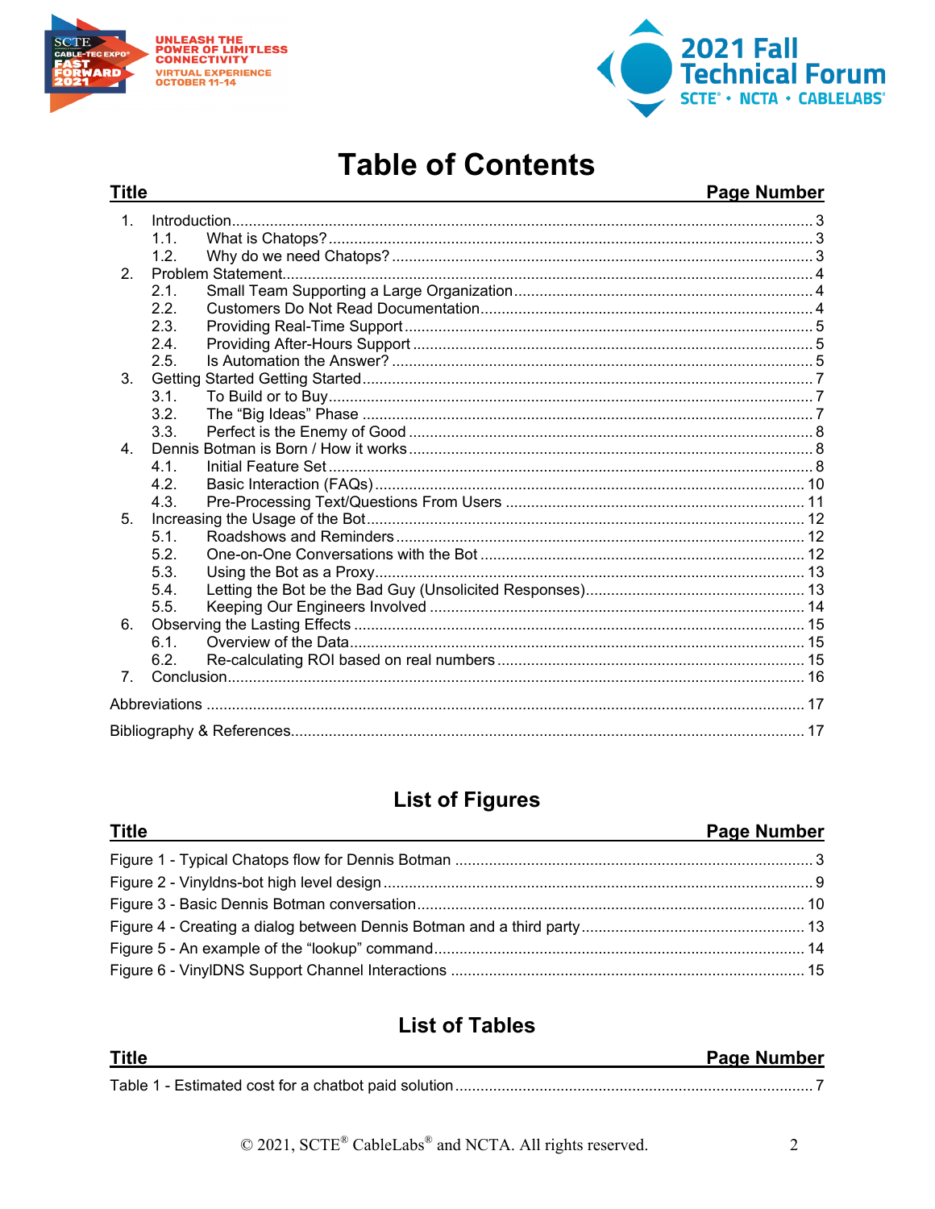# Table of Contents

| Title | Page Number |
|---|---|
| 1. Introduction | 3 |
| 1.1. What is Chatops? | 3 |
| 1.2. Why do we need Chatops? | 3 |
| 2. Problem Statement | 4 |
| 2.1. Small Team Supporting a Large Organization | 4 |
| 2.2. Customers Do Not Read Documentation | 4 |
| 2.3. Providing Real-Time Support | 5 |
| 2.4. Providing After-Hours Support | 5 |
| 2.5. Is Automation the Answer? | 5 |
| 3. Getting Started Getting Started | 7 |
| 3.1. To Build or to Buy | 7 |
| 3.2. The “Big Ideas” Phase | 7 |
| 3.3. Perfect is the Enemy of Good | 8 |
| 4. Dennis Botman is Born / How it works | 8 |
| 4.1. Initial Feature Set | 8 |
| 4.2. Basic Interaction (FAQs) | 10 |
| 4.3. Pre-Processing Text/Questions From Users | 11 |
| 5. Increasing the Usage of the Bot | 12 |
| 5.1. Roadshows and Reminders | 12 |
| 5.2. One-on-One Conversations with the Bot | 12 |
| 5.3. Using the Bot as a Proxy | 13 |
| 5.4. Letting the Bot be the Bad Guy (Unsolicited Responses) | 13 |
| 5.5. Keeping Our Engineers Involved | 14 |
| 6. Observing the Lasting Effects | 15 |
| 6.1. Overview of the Data | 15 |
| 6.2. Re-calculating ROI based on real numbers | 15 |
| 7. Conclusion | 16 |
| Abbreviations | 17 |
| Bibliography & References | 17 |

## List of Figures

| Title | Page Number |
|---|---|
| Figure 1 - Typical Chatops flow for Dennis Botman | 3 |
| Figure 2 - Vinyldns-bot high level design | 9 |
| Figure 3 - Basic Dennis Botman conversation | 10 |
| Figure 4 - Creating a dialog between Dennis Botman and a third party | 13 |
| Figure 5 - An example of the “lookup” command | 14 |
| Figure 6 - VinylDNS Support Channel Interactions | 15 |

## List of Tables

| Title | Page Number |
|---|---|
| Table 1 - Estimated cost for a chatbot paid solution | 7 |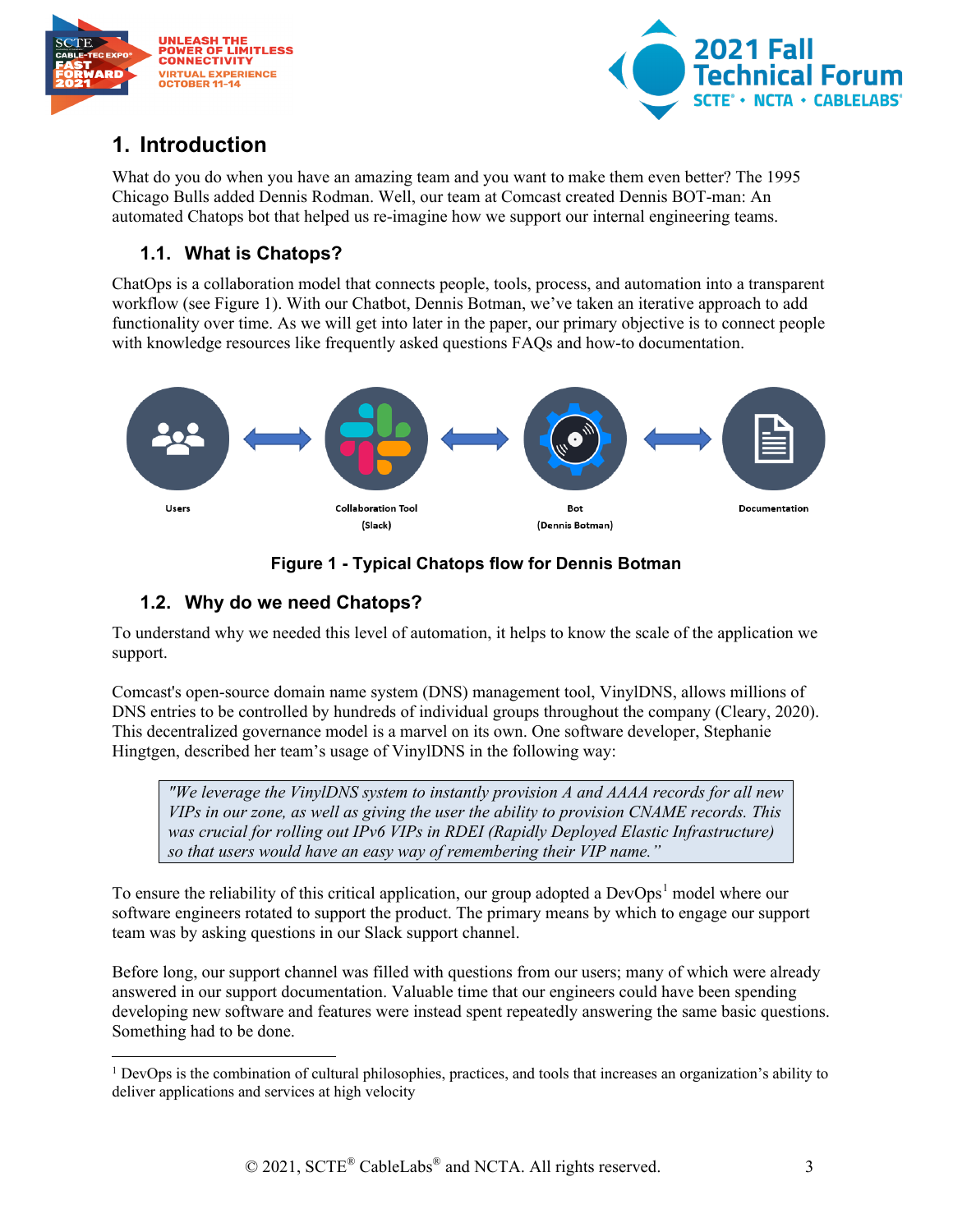# 1. Introduction

What do you do when you have an amazing team and you want to make them even better? The 1995 Chicago Bulls added Dennis Rodman. Well, our team at Comcast created Dennis BOT-man: An automated Chatops bot that helped us re-imagine how we support our internal engineering teams.

## 1.1. What is Chatops?

ChatOps is a collaboration model that connects people, tools, process, and automation into a transparent workflow (see Figure 1). With our Chatbot, Dennis Botman, we've taken an iterative approach to add functionality over time. As we will get into later in the paper, our primary objective is to connect people with knowledge resources like frequently asked questions FAQs and how-to documentation.

Users ⟷ Collaboration Tool (Slack) ⟷ Bot (Dennis Botman) ⟷ Documentation

**Figure 1 - Typical Chatops flow for Dennis Botman**

## 1.2. Why do we need Chatops?

To understand why we needed this level of automation, it helps to know the scale of the application we support.

Comcast's open-source domain name system (DNS) management tool, VinylDNS, allows millions of DNS entries to be controlled by hundreds of individual groups throughout the company (Cleary, 2020). This decentralized governance model is a marvel on its own. One software developer, Stephanie Hingtgen, described her team's usage of VinylDNS in the following way:

> *"We leverage the VinylDNS system to instantly provision A and AAAA records for all new VIPs in our zone, as well as giving the user the ability to provision CNAME records. This was crucial for rolling out IPv6 VIPs in RDEI (Rapidly Deployed Elastic Infrastructure) so that users would have an easy way of remembering their VIP name."*

To ensure the reliability of this critical application, our group adopted a DevOps[1] model where our software engineers rotated to support the product. The primary means by which to engage our support team was by asking questions in our Slack support channel.

Before long, our support channel was filled with questions from our users; many of which were already answered in our support documentation. Valuable time that our engineers could have been spending developing new software and features were instead spent repeatedly answering the same basic questions. Something had to be done.

---

[1] DevOps is the combination of cultural philosophies, practices, and tools that increases an organization's ability to deliver applications and services at high velocity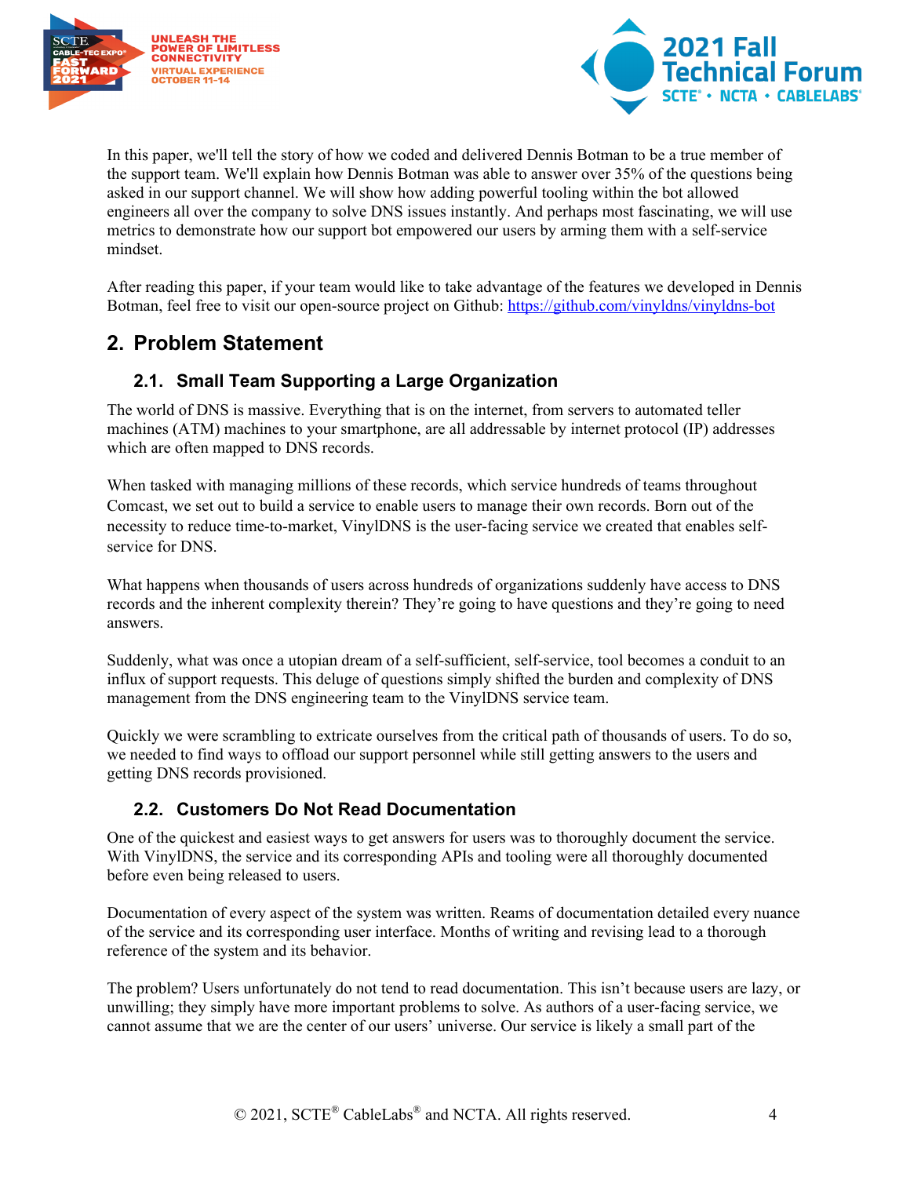In this paper, we'll tell the story of how we coded and delivered Dennis Botman to be a true member of the support team. We'll explain how Dennis Botman was able to answer over 35% of the questions being asked in our support channel. We will show how adding powerful tooling within the bot allowed engineers all over the company to solve DNS issues instantly. And perhaps most fascinating, we will use metrics to demonstrate how our support bot empowered our users by arming them with a self-service mindset.

After reading this paper, if your team would like to take advantage of the features we developed in Dennis Botman, feel free to visit our open-source project on Github: https://github.com/vinyldns/vinyldns-bot

## 2. Problem Statement

### 2.1. Small Team Supporting a Large Organization

The world of DNS is massive. Everything that is on the internet, from servers to automated teller machines (ATM) machines to your smartphone, are all addressable by internet protocol (IP) addresses which are often mapped to DNS records.

When tasked with managing millions of these records, which service hundreds of teams throughout Comcast, we set out to build a service to enable users to manage their own records. Born out of the necessity to reduce time-to-market, VinylDNS is the user-facing service we created that enables self-service for DNS.

What happens when thousands of users across hundreds of organizations suddenly have access to DNS records and the inherent complexity therein? They're going to have questions and they're going to need answers.

Suddenly, what was once a utopian dream of a self-sufficient, self-service, tool becomes a conduit to an influx of support requests. This deluge of questions simply shifted the burden and complexity of DNS management from the DNS engineering team to the VinylDNS service team.

Quickly we were scrambling to extricate ourselves from the critical path of thousands of users. To do so, we needed to find ways to offload our support personnel while still getting answers to the users and getting DNS records provisioned.

### 2.2. Customers Do Not Read Documentation

One of the quickest and easiest ways to get answers for users was to thoroughly document the service. With VinylDNS, the service and its corresponding APIs and tooling were all thoroughly documented before even being released to users.

Documentation of every aspect of the system was written. Reams of documentation detailed every nuance of the service and its corresponding user interface. Months of writing and revising lead to a thorough reference of the system and its behavior.

The problem? Users unfortunately do not tend to read documentation. This isn't because users are lazy, or unwilling; they simply have more important problems to solve. As authors of a user-facing service, we cannot assume that we are the center of our users' universe. Our service is likely a small part of the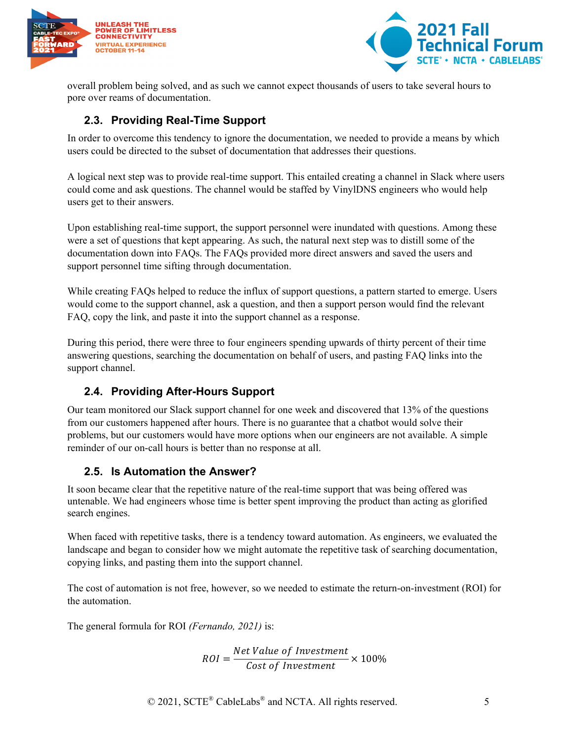overall problem being solved, and as such we cannot expect thousands of users to take several hours to pore over reams of documentation.

### 2.3. Providing Real-Time Support

In order to overcome this tendency to ignore the documentation, we needed to provide a means by which users could be directed to the subset of documentation that addresses their questions.

A logical next step was to provide real-time support. This entailed creating a channel in Slack where users could come and ask questions. The channel would be staffed by VinylDNS engineers who would help users get to their answers.

Upon establishing real-time support, the support personnel were inundated with questions. Among these were a set of questions that kept appearing. As such, the natural next step was to distill some of the documentation down into FAQs. The FAQs provided more direct answers and saved the users and support personnel time sifting through documentation.

While creating FAQs helped to reduce the influx of support questions, a pattern started to emerge. Users would come to the support channel, ask a question, and then a support person would find the relevant FAQ, copy the link, and paste it into the support channel as a response.

During this period, there were three to four engineers spending upwards of thirty percent of their time answering questions, searching the documentation on behalf of users, and pasting FAQ links into the support channel.

### 2.4. Providing After-Hours Support

Our team monitored our Slack support channel for one week and discovered that 13% of the questions from our customers happened after hours. There is no guarantee that a chatbot would solve their problems, but our customers would have more options when our engineers are not available. A simple reminder of our on-call hours is better than no response at all.

### 2.5. Is Automation the Answer?

It soon became clear that the repetitive nature of the real-time support that was being offered was untenable. We had engineers whose time is better spent improving the product than acting as glorified search engines.

When faced with repetitive tasks, there is a tendency toward automation. As engineers, we evaluated the landscape and began to consider how we might automate the repetitive task of searching documentation, copying links, and pasting them into the support channel.

The cost of automation is not free, however, so we needed to estimate the return-on-investment (ROI) for the automation.

The general formula for ROI *(Fernando, 2021)* is:

$$ROI = \frac{Net\ Value\ of\ Investment}{Cost\ of\ Investment} \times 100\%$$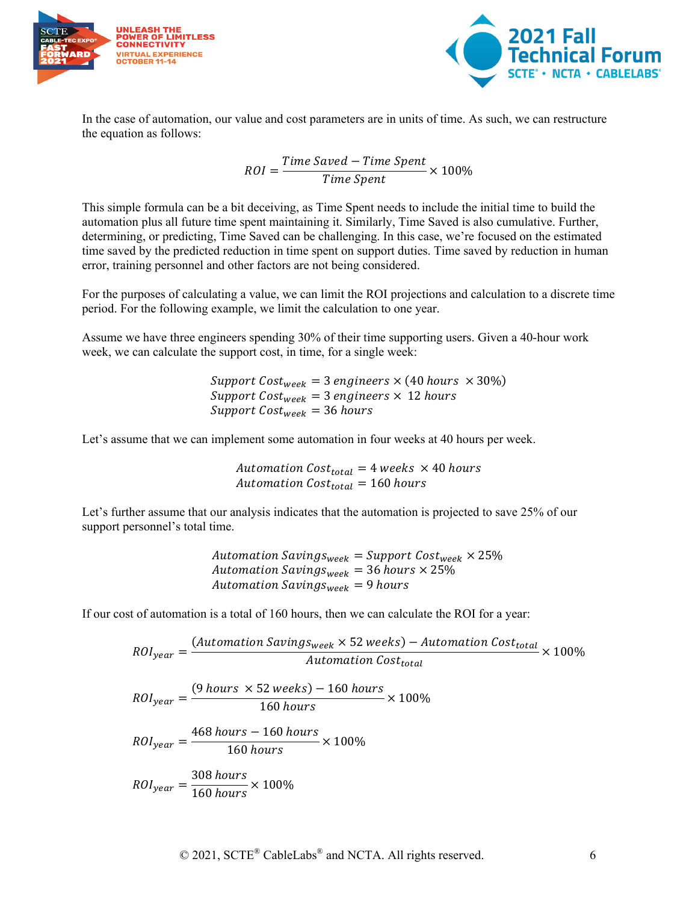In the case of automation, our value and cost parameters are in units of time. As such, we can restructure the equation as follows:

$$ROI = \frac{Time\ Saved - Time\ Spent}{Time\ Spent} \times 100\%$$

This simple formula can be a bit deceiving, as Time Spent needs to include the initial time to build the automation plus all future time spent maintaining it. Similarly, Time Saved is also cumulative. Further, determining, or predicting, Time Saved can be challenging. In this case, we're focused on the estimated time saved by the predicted reduction in time spent on support duties. Time saved by reduction in human error, training personnel and other factors are not being considered.

For the purposes of calculating a value, we can limit the ROI projections and calculation to a discrete time period. For the following example, we limit the calculation to one year.

Assume we have three engineers spending 30% of their time supporting users. Given a 40-hour work week, we can calculate the support cost, in time, for a single week:

$$Support\ Cost_{week} = 3\ engineers \times (40\ hours\ \times 30\%)$$
$$Support\ Cost_{week} = 3\ engineers \times\ 12\ hours$$
$$Support\ Cost_{week} = 36\ hours$$

Let's assume that we can implement some automation in four weeks at 40 hours per week.

$$Automation\ Cost_{total} = 4\ weeks\ \times 40\ hours$$
$$Automation\ Cost_{total} = 160\ hours$$

Let's further assume that our analysis indicates that the automation is projected to save 25% of our support personnel's total time.

$$Automation\ Savings_{week} = Support\ Cost_{week} \times 25\%$$
$$Automation\ Savings_{week} = 36\ hours \times 25\%$$
$$Automation\ Savings_{week} = 9\ hours$$

If our cost of automation is a total of 160 hours, then we can calculate the ROI for a year:

$$ROI_{year} = \frac{(Automation\ Savings_{week} \times 52\ weeks) - Automation\ Cost_{total}}{Automation\ Cost_{total}} \times 100\%$$

$$ROI_{year} = \frac{(9\ hours\ \times 52\ weeks) - 160\ hours}{160\ hours} \times 100\%$$

$$ROI_{year} = \frac{468\ hours - 160\ hours}{160\ hours} \times 100\%$$

$$ROI_{year} = \frac{308\ hours}{160\ hours} \times 100\%$$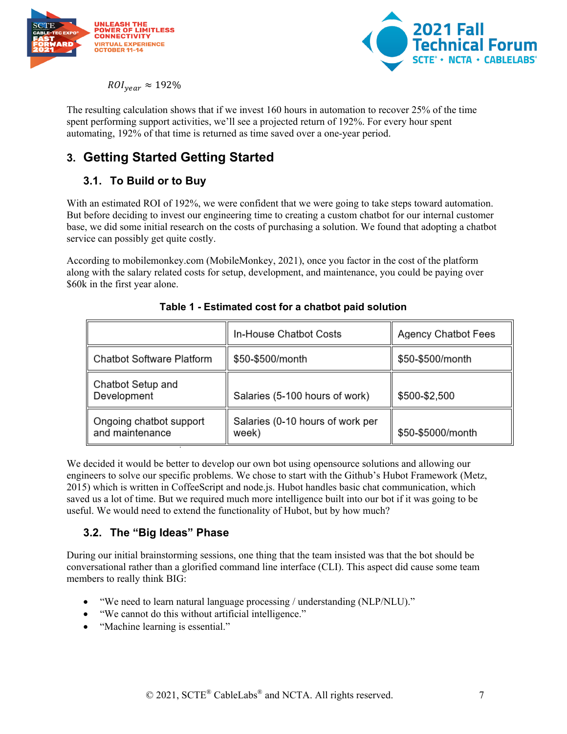$$ROI_{year} \approx 192\%$$

The resulting calculation shows that if we invest 160 hours in automation to recover 25% of the time spent performing support activities, we'll see a projected return of 192%. For every hour spent automating, 192% of that time is returned as time saved over a one-year period.

## 3. Getting Started Getting Started

### 3.1. To Build or to Buy

With an estimated ROI of 192%, we were confident that we were going to take steps toward automation. But before deciding to invest our engineering time to creating a custom chatbot for our internal customer base, we did some initial research on the costs of purchasing a solution. We found that adopting a chatbot service can possibly get quite costly.

According to mobilemonkey.com (MobileMonkey, 2021), once you factor in the cost of the platform along with the salary related costs for setup, development, and maintenance, you could be paying over $60k in the first year alone.

**Table 1 - Estimated cost for a chatbot paid solution**

| | In-House Chatbot Costs | Agency Chatbot Fees |
|---|---|---|
| Chatbot Software Platform | $50-$500/month | $50-$500/month |
| Chatbot Setup and Development | Salaries (5-100 hours of work) | $500-$2,500 |
| Ongoing chatbot support and maintenance | Salaries (0-10 hours of work per week) | $50-$5000/month |

We decided it would be better to develop our own bot using opensource solutions and allowing our engineers to solve our specific problems. We chose to start with the Github's Hubot Framework (Metz, 2015) which is written in CoffeeScript and node.js. Hubot handles basic chat communication, which saved us a lot of time. But we required much more intelligence built into our bot if it was going to be useful. We would need to extend the functionality of Hubot, but by how much?

### 3.2. The "Big Ideas" Phase

During our initial brainstorming sessions, one thing that the team insisted was that the bot should be conversational rather than a glorified command line interface (CLI). This aspect did cause some team members to really think BIG:

- "We need to learn natural language processing / understanding (NLP/NLU)."
- "We cannot do this without artificial intelligence."
- "Machine learning is essential."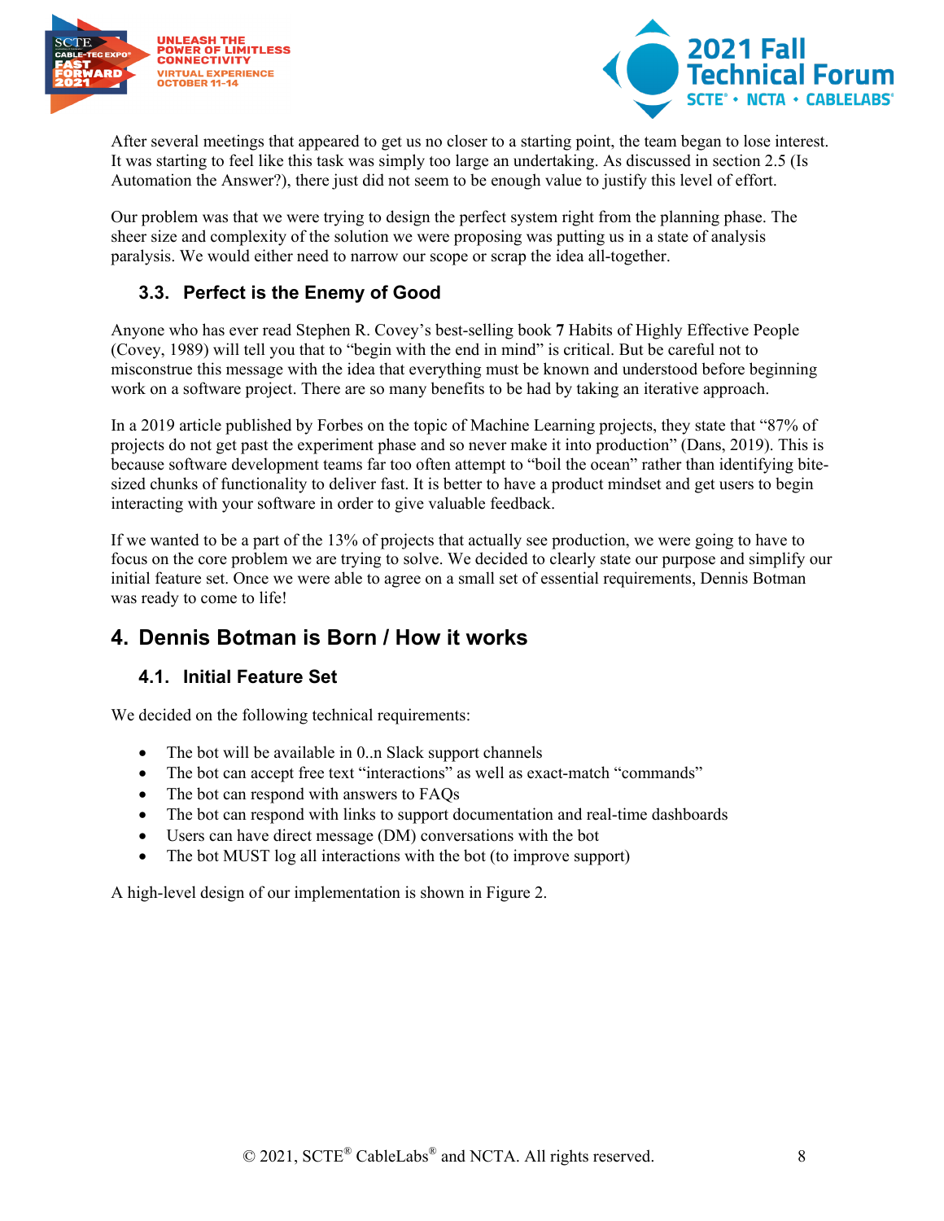After several meetings that appeared to get us no closer to a starting point, the team began to lose interest. It was starting to feel like this task was simply too large an undertaking. As discussed in section 2.5 (Is Automation the Answer?), there just did not seem to be enough value to justify this level of effort.

Our problem was that we were trying to design the perfect system right from the planning phase. The sheer size and complexity of the solution we were proposing was putting us in a state of analysis paralysis. We would either need to narrow our scope or scrap the idea all-together.

### 3.3. Perfect is the Enemy of Good

Anyone who has ever read Stephen R. Covey's best-selling book **7** Habits of Highly Effective People (Covey, 1989) will tell you that to "begin with the end in mind" is critical. But be careful not to misconstrue this message with the idea that everything must be known and understood before beginning work on a software project. There are so many benefits to be had by taking an iterative approach.

In a 2019 article published by Forbes on the topic of Machine Learning projects, they state that "87% of projects do not get past the experiment phase and so never make it into production" (Dans, 2019). This is because software development teams far too often attempt to "boil the ocean" rather than identifying bite-sized chunks of functionality to deliver fast. It is better to have a product mindset and get users to begin interacting with your software in order to give valuable feedback.

If we wanted to be a part of the 13% of projects that actually see production, we were going to have to focus on the core problem we are trying to solve. We decided to clearly state our purpose and simplify our initial feature set. Once we were able to agree on a small set of essential requirements, Dennis Botman was ready to come to life!

## 4. Dennis Botman is Born / How it works

### 4.1. Initial Feature Set

We decided on the following technical requirements:

- The bot will be available in 0..n Slack support channels
- The bot can accept free text "interactions" as well as exact-match "commands"
- The bot can respond with answers to FAQs
- The bot can respond with links to support documentation and real-time dashboards
- Users can have direct message (DM) conversations with the bot
- The bot MUST log all interactions with the bot (to improve support)

A high-level design of our implementation is shown in Figure 2.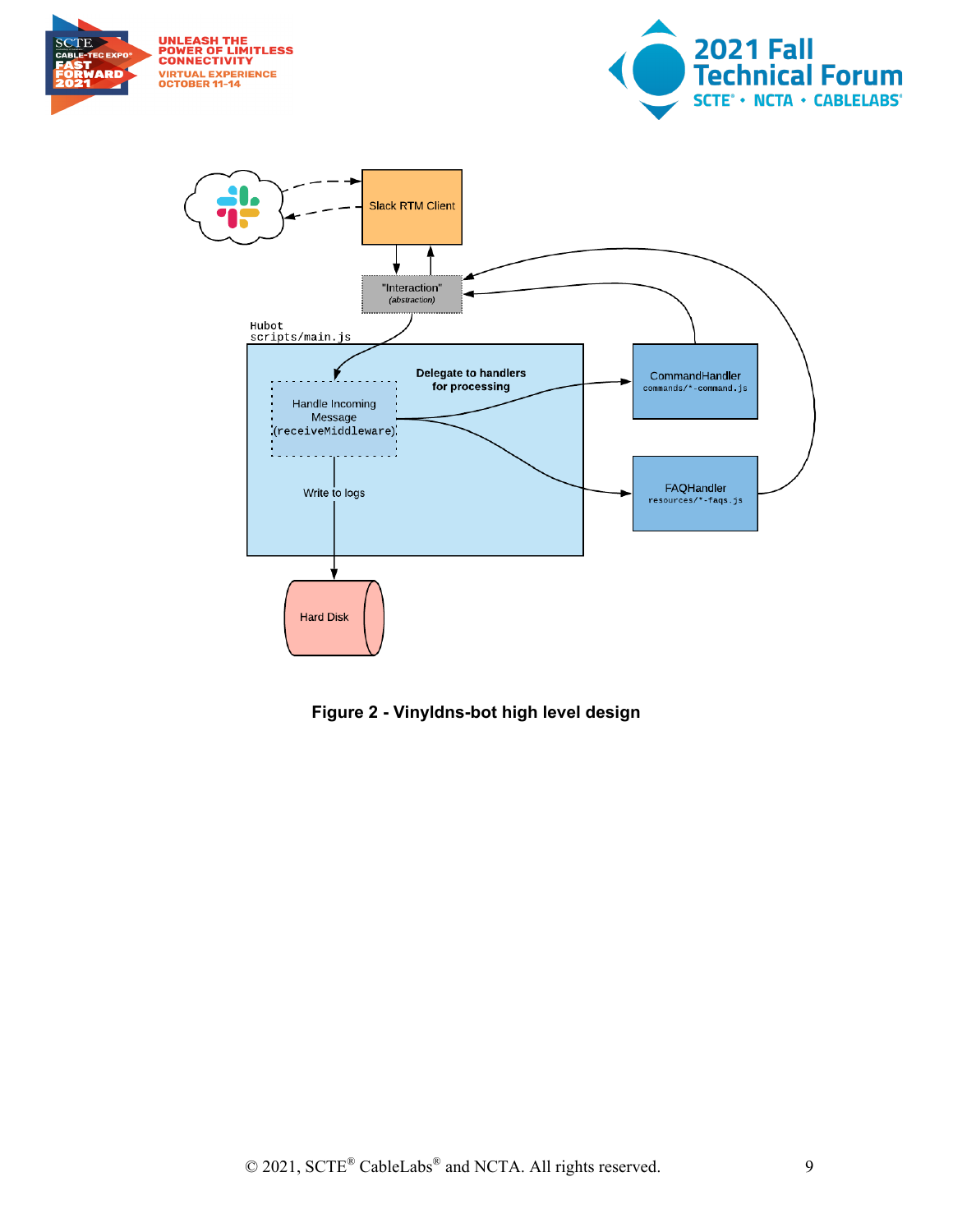Figure 2 - Vinyldns-bot high level design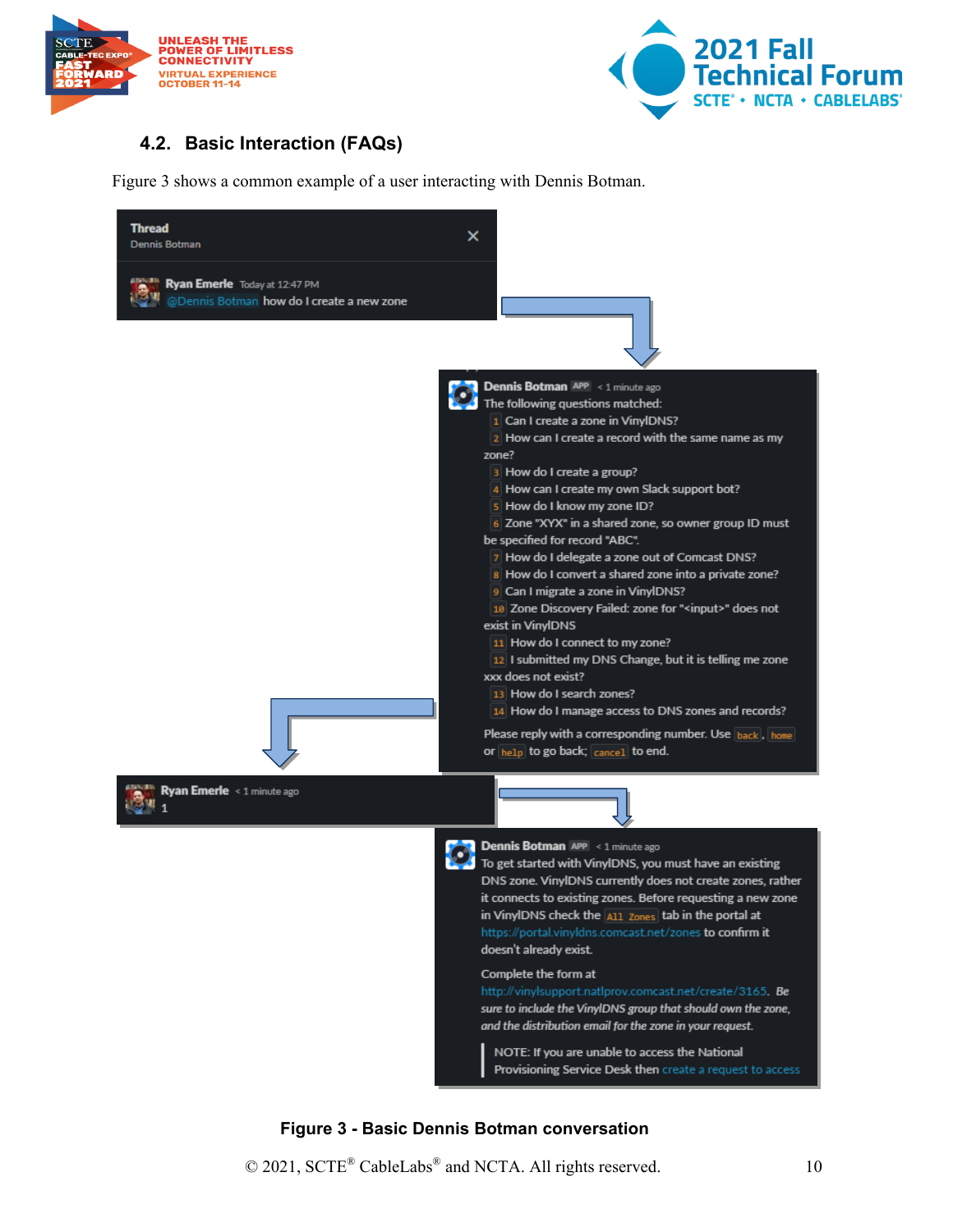### 4.2. Basic Interaction (FAQs)

Figure 3 shows a common example of a user interacting with Dennis Botman.

**Thread**
Dennis Botman

**Ryan Emerle** Today at 12:47 PM
@Dennis Botman how do I create a new zone

**Dennis Botman** APP < 1 minute ago
The following questions matched:

1. Can I create a zone in VinylDNS?
2. How can I create a record with the same name as my zone?
3. How do I create a group?
4. How can I create my own Slack support bot?
5. How do I know my zone ID?
6. Zone "XYX" in a shared zone, so owner group ID must be specified for record "ABC".
7. How do I delegate a zone out of Comcast DNS?
8. How do I convert a shared zone into a private zone?
9. Can I migrate a zone in VinylDNS?
10. Zone Discovery Failed: zone for "<input>" does not exist in VinylDNS
11. How do I connect to my zone?
12. I submitted my DNS Change, but it is telling me zone xxx does not exist?
13. How do I search zones?
14. How do I manage access to DNS zones and records?

Please reply with a corresponding number. Use `back`, `home` or `help` to go back; `cancel` to end.

**Ryan Emerle** < 1 minute ago
1

**Dennis Botman** APP < 1 minute ago
To get started with VinylDNS, you must have an existing DNS zone. VinylDNS currently does not create zones, rather it connects to existing zones. Before requesting a new zone in VinylDNS check the `All Zones` tab in the portal at https://portal.vinyldns.comcast.net/zones to confirm it doesn't already exist.

Complete the form at http://vinylsupport.natlprov.comcast.net/create/3165. *Be sure to include the VinylDNS group that should own the zone, and the distribution email for the zone in your request.*

> NOTE: If you are unable to access the National Provisioning Service Desk then create a request to access

**Figure 3 - Basic Dennis Botman conversation**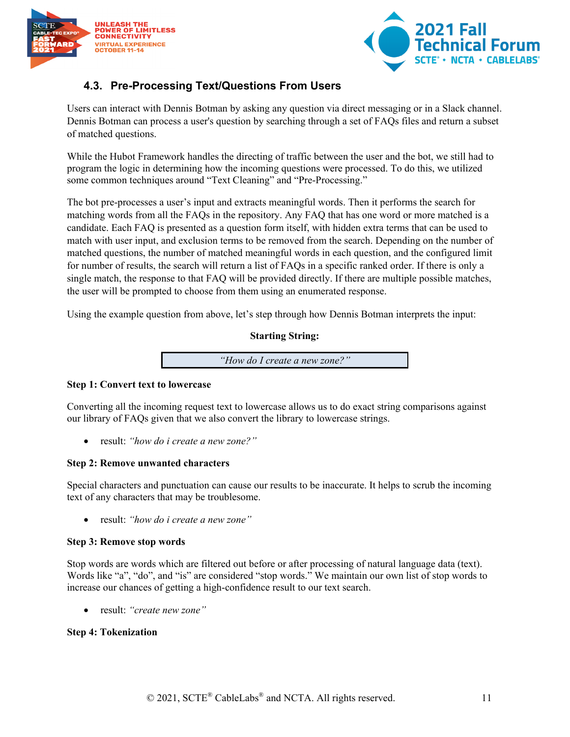### 4.3. Pre-Processing Text/Questions From Users

Users can interact with Dennis Botman by asking any question via direct messaging or in a Slack channel. Dennis Botman can process a user's question by searching through a set of FAQs files and return a subset of matched questions.

While the Hubot Framework handles the directing of traffic between the user and the bot, we still had to program the logic in determining how the incoming questions were processed. To do this, we utilized some common techniques around "Text Cleaning" and "Pre-Processing."

The bot pre-processes a user's input and extracts meaningful words. Then it performs the search for matching words from all the FAQs in the repository. Any FAQ that has one word or more matched is a candidate. Each FAQ is presented as a question form itself, with hidden extra terms that can be used to match with user input, and exclusion terms to be removed from the search. Depending on the number of matched questions, the number of matched meaningful words in each question, and the configured limit for number of results, the search will return a list of FAQs in a specific ranked order. If there is only a single match, the response to that FAQ will be provided directly. If there are multiple possible matches, the user will be prompted to choose from them using an enumerated response.

Using the example question from above, let's step through how Dennis Botman interprets the input:

**Starting String:**

| *"How do I create a new zone?"* |
|---|

**Step 1: Convert text to lowercase**

Converting all the incoming request text to lowercase allows us to do exact string comparisons against our library of FAQs given that we also convert the library to lowercase strings.

- result: *"how do i create a new zone?"*

**Step 2: Remove unwanted characters**

Special characters and punctuation can cause our results to be inaccurate. It helps to scrub the incoming text of any characters that may be troublesome.

- result: *"how do i create a new zone"*

**Step 3: Remove stop words**

Stop words are words which are filtered out before or after processing of natural language data (text). Words like "a", "do", and "is" are considered "stop words." We maintain our own list of stop words to increase our chances of getting a high-confidence result to our text search.

- result: *"create new zone"*

**Step 4: Tokenization**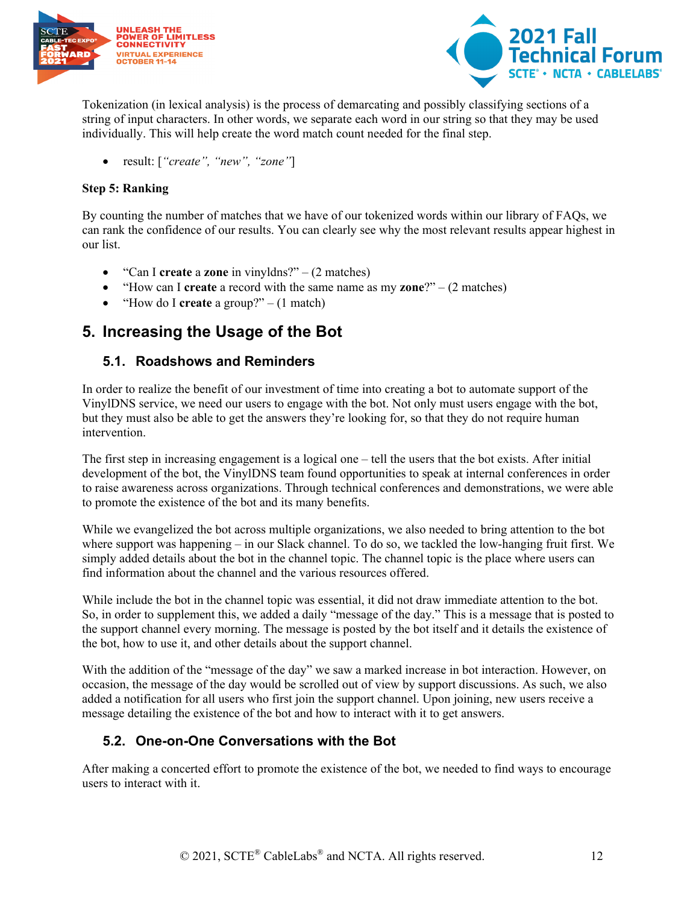Tokenization (in lexical analysis) is the process of demarcating and possibly classifying sections of a string of input characters. In other words, we separate each word in our string so that they may be used individually. This will help create the word match count needed for the final step.

- result: [*"create", "new", "zone"*]

**Step 5: Ranking**

By counting the number of matches that we have of our tokenized words within our library of FAQs, we can rank the confidence of our results. You can clearly see why the most relevant results appear highest in our list.

- "Can I **create** a **zone** in vinyldns?" – (2 matches)
- "How can I **create** a record with the same name as my **zone**?" – (2 matches)
- "How do I **create** a group?" – (1 match)

## 5. Increasing the Usage of the Bot

### 5.1. Roadshows and Reminders

In order to realize the benefit of our investment of time into creating a bot to automate support of the VinylDNS service, we need our users to engage with the bot. Not only must users engage with the bot, but they must also be able to get the answers they're looking for, so that they do not require human intervention.

The first step in increasing engagement is a logical one – tell the users that the bot exists. After initial development of the bot, the VinylDNS team found opportunities to speak at internal conferences in order to raise awareness across organizations. Through technical conferences and demonstrations, we were able to promote the existence of the bot and its many benefits.

While we evangelized the bot across multiple organizations, we also needed to bring attention to the bot where support was happening – in our Slack channel. To do so, we tackled the low-hanging fruit first. We simply added details about the bot in the channel topic. The channel topic is the place where users can find information about the channel and the various resources offered.

While include the bot in the channel topic was essential, it did not draw immediate attention to the bot. So, in order to supplement this, we added a daily "message of the day." This is a message that is posted to the support channel every morning. The message is posted by the bot itself and it details the existence of the bot, how to use it, and other details about the support channel.

With the addition of the "message of the day" we saw a marked increase in bot interaction. However, on occasion, the message of the day would be scrolled out of view by support discussions. As such, we also added a notification for all users who first join the support channel. Upon joining, new users receive a message detailing the existence of the bot and how to interact with it to get answers.

### 5.2. One-on-One Conversations with the Bot

After making a concerted effort to promote the existence of the bot, we needed to find ways to encourage users to interact with it.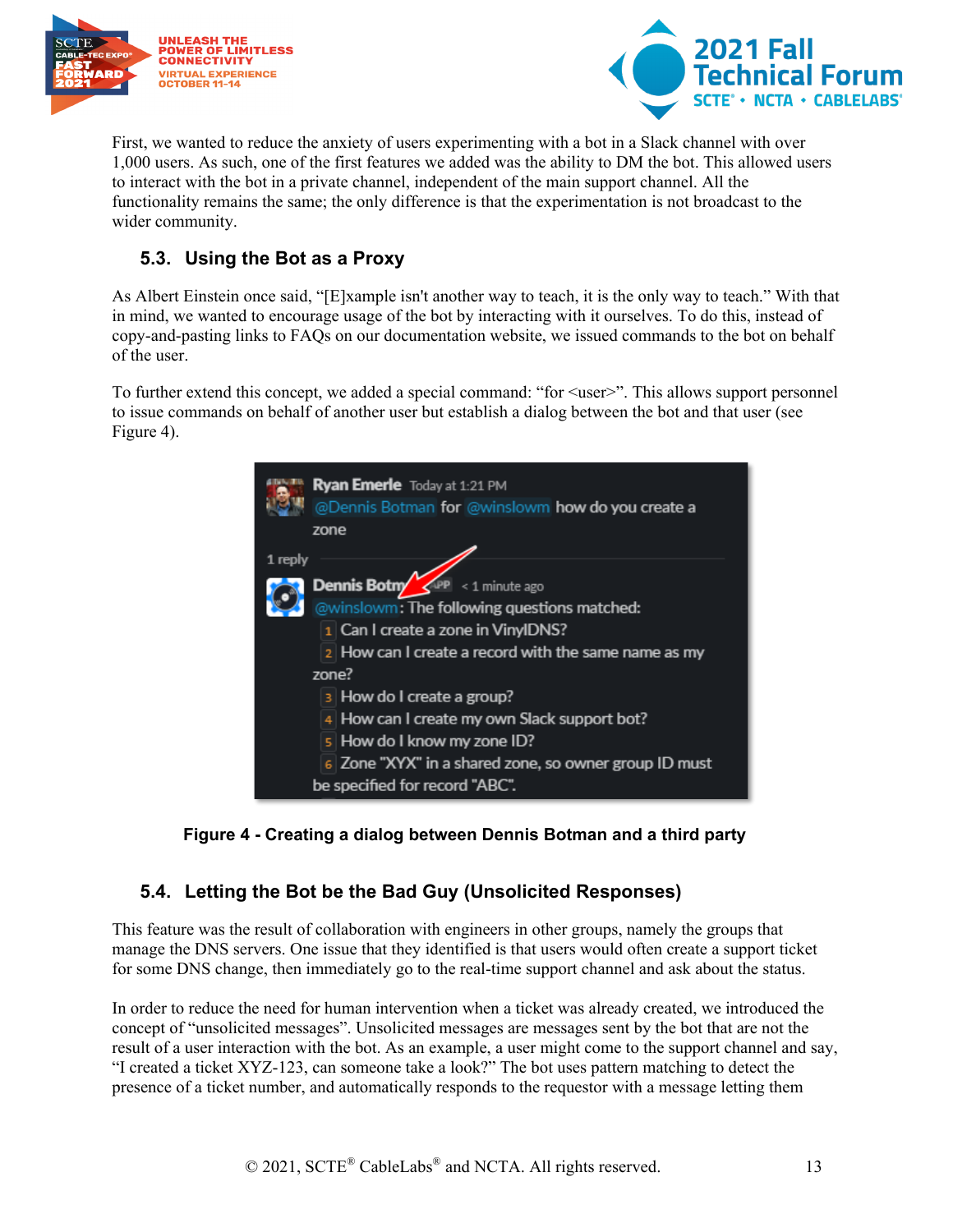First, we wanted to reduce the anxiety of users experimenting with a bot in a Slack channel with over 1,000 users. As such, one of the first features we added was the ability to DM the bot. This allowed users to interact with the bot in a private channel, independent of the main support channel. All the functionality remains the same; the only difference is that the experimentation is not broadcast to the wider community.

## 5.3. Using the Bot as a Proxy

As Albert Einstein once said, "[E]xample isn't another way to teach, it is the only way to teach." With that in mind, we wanted to encourage usage of the bot by interacting with it ourselves. To do this, instead of copy-and-pasting links to FAQs on our documentation website, we issued commands to the bot on behalf of the user.

To further extend this concept, we added a special command: "for <user>". This allows support personnel to issue commands on behalf of another user but establish a dialog between the bot and that user (see Figure 4).

**Figure 4 - Creating a dialog between Dennis Botman and a third party**

## 5.4. Letting the Bot be the Bad Guy (Unsolicited Responses)

This feature was the result of collaboration with engineers in other groups, namely the groups that manage the DNS servers. One issue that they identified is that users would often create a support ticket for some DNS change, then immediately go to the real-time support channel and ask about the status.

In order to reduce the need for human intervention when a ticket was already created, we introduced the concept of "unsolicited messages". Unsolicited messages are messages sent by the bot that are not the result of a user interaction with the bot. As an example, a user might come to the support channel and say, "I created a ticket XYZ-123, can someone take a look?" The bot uses pattern matching to detect the presence of a ticket number, and automatically responds to the requestor with a message letting them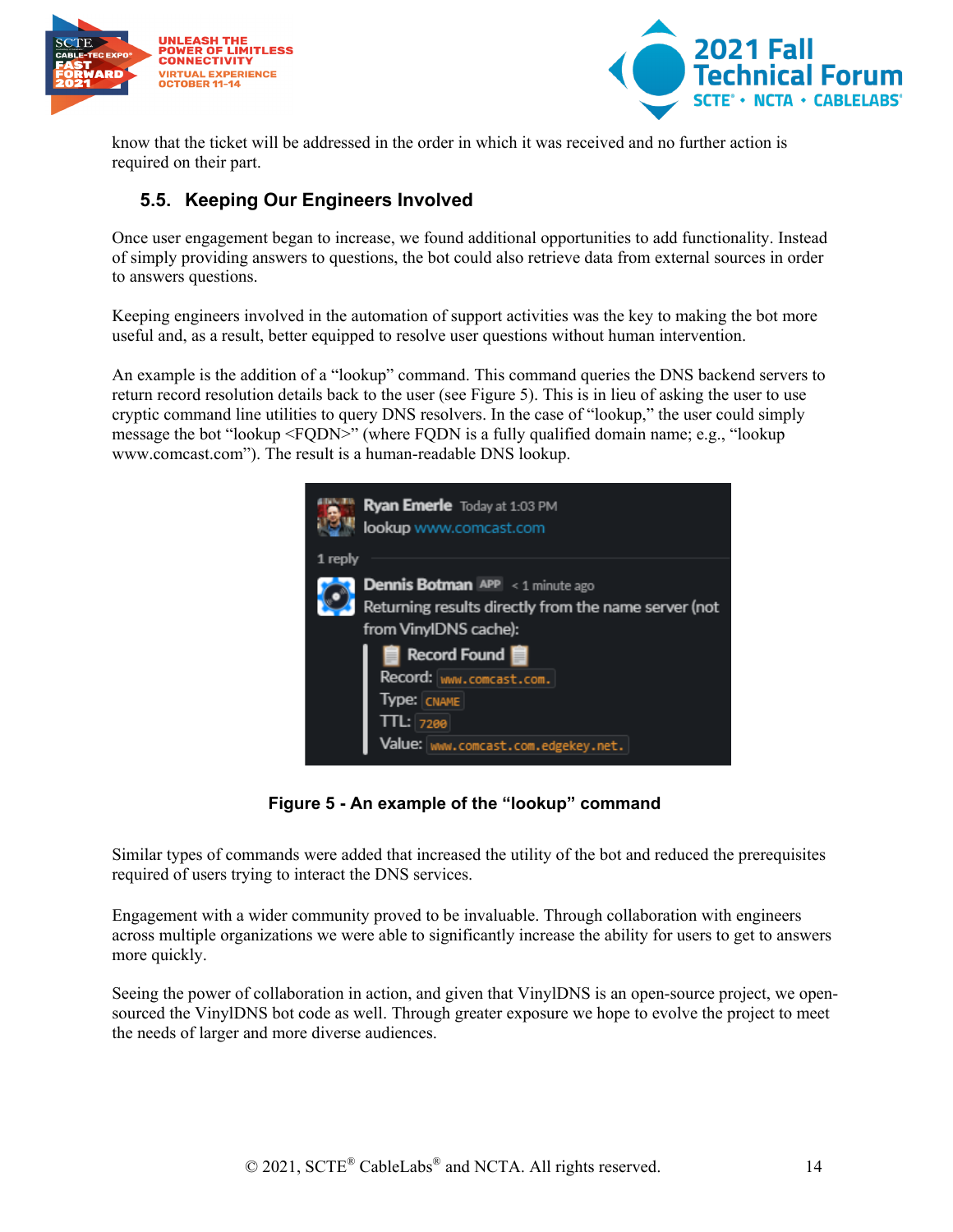know that the ticket will be addressed in the order in which it was received and no further action is required on their part.

### 5.5. Keeping Our Engineers Involved

Once user engagement began to increase, we found additional opportunities to add functionality. Instead of simply providing answers to questions, the bot could also retrieve data from external sources in order to answers questions.

Keeping engineers involved in the automation of support activities was the key to making the bot more useful and, as a result, better equipped to resolve user questions without human intervention.

An example is the addition of a "lookup" command. This command queries the DNS backend servers to return record resolution details back to the user (see Figure 5). This is in lieu of asking the user to use cryptic command line utilities to query DNS resolvers. In the case of "lookup," the user could simply message the bot "lookup <FQDN>" (where FQDN is a fully qualified domain name; e.g., "lookup www.comcast.com"). The result is a human-readable DNS lookup.

**Figure 5 - An example of the "lookup" command**

Similar types of commands were added that increased the utility of the bot and reduced the prerequisites required of users trying to interact the DNS services.

Engagement with a wider community proved to be invaluable. Through collaboration with engineers across multiple organizations we were able to significantly increase the ability for users to get to answers more quickly.

Seeing the power of collaboration in action, and given that VinylDNS is an open-source project, we open-sourced the VinylDNS bot code as well. Through greater exposure we hope to evolve the project to meet the needs of larger and more diverse audiences.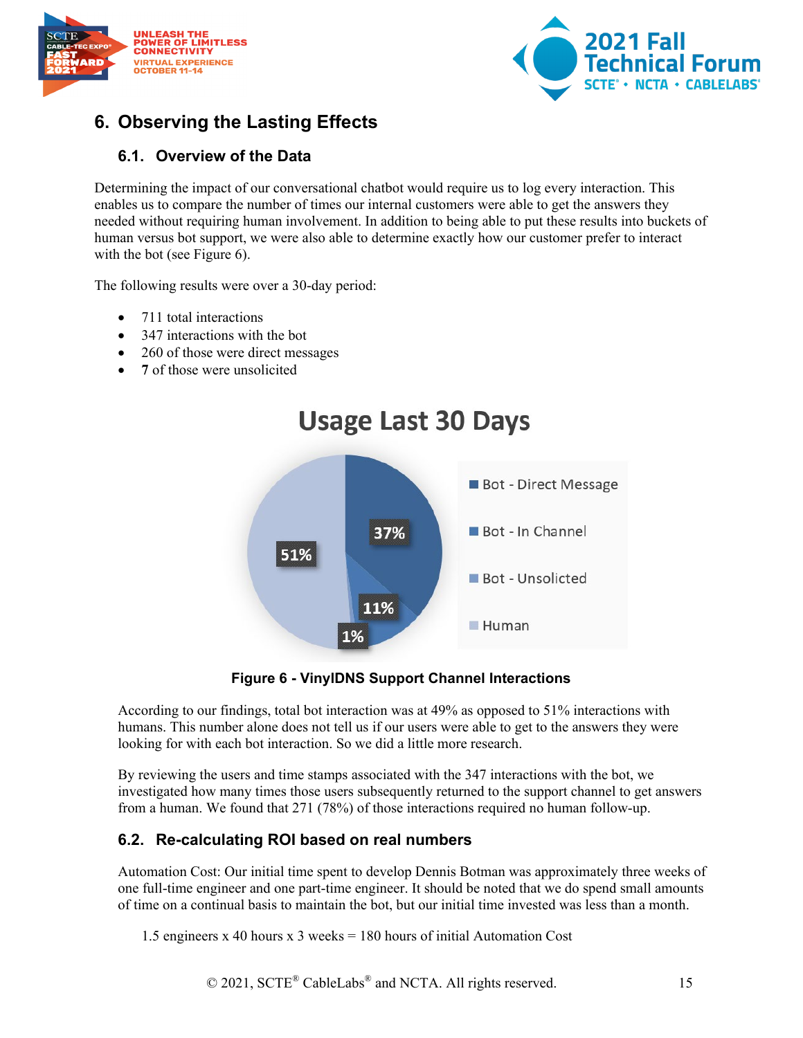## 6. Observing the Lasting Effects

### 6.1. Overview of the Data

Determining the impact of our conversational chatbot would require us to log every interaction. This enables us to compare the number of times our internal customers were able to get the answers they needed without requiring human involvement. In addition to being able to put these results into buckets of human versus bot support, we were also able to determine exactly how our customer prefer to interact with the bot (see Figure 6).

The following results were over a 30-day period:

- 711 total interactions
- 347 interactions with the bot
- 260 of those were direct messages
- 7 of those were unsolicited

**Usage Last 30 Days**

| Category | Share |
|---|---|
| Bot - Direct Message | 37% |
| Bot - In Channel | 11% |
| Bot - Unsolicted | 1% |
| Human | 51% |

**Figure 6 - VinylDNS Support Channel Interactions**

According to our findings, total bot interaction was at 49% as opposed to 51% interactions with humans. This number alone does not tell us if our users were able to get to the answers they were looking for with each bot interaction. So we did a little more research.

By reviewing the users and time stamps associated with the 347 interactions with the bot, we investigated how many times those users subsequently returned to the support channel to get answers from a human. We found that 271 (78%) of those interactions required no human follow-up.

### 6.2. Re-calculating ROI based on real numbers

Automation Cost: Our initial time spent to develop Dennis Botman was approximately three weeks of one full-time engineer and one part-time engineer. It should be noted that we do spend small amounts of time on a continual basis to maintain the bot, but our initial time invested was less than a month.

1.5 engineers x 40 hours x 3 weeks = 180 hours of initial Automation Cost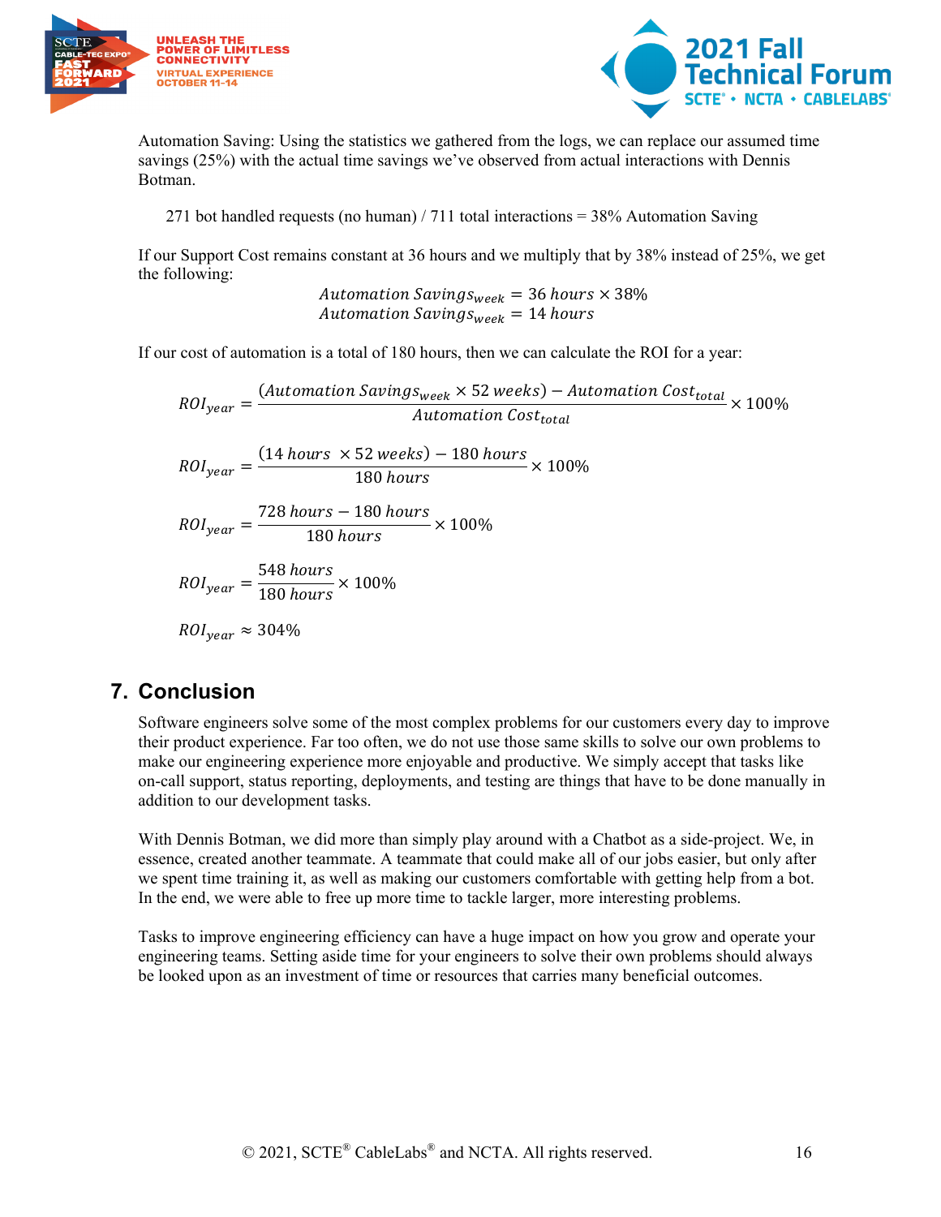Automation Saving: Using the statistics we gathered from the logs, we can replace our assumed time savings (25%) with the actual time savings we've observed from actual interactions with Dennis Botman.

271 bot handled requests (no human) / 711 total interactions = 38% Automation Saving

If our Support Cost remains constant at 36 hours and we multiply that by 38% instead of 25%, we get the following:

$$Automation\ Savings_{week} = 36\ hours \times 38\%$$
$$Automation\ Savings_{week} = 14\ hours$$

If our cost of automation is a total of 180 hours, then we can calculate the ROI for a year:

$$ROI_{year} = \frac{(Automation\ Savings_{week} \times 52\ weeks) - Automation\ Cost_{total}}{Automation\ Cost_{total}} \times 100\%$$

$$ROI_{year} = \frac{(14\ hours\ \times 52\ weeks) - 180\ hours}{180\ hours} \times 100\%$$

$$ROI_{year} = \frac{728\ hours - 180\ hours}{180\ hours} \times 100\%$$

$$ROI_{year} = \frac{548\ hours}{180\ hours} \times 100\%$$

$$ROI_{year} \approx 304\%$$

## 7. Conclusion

Software engineers solve some of the most complex problems for our customers every day to improve their product experience. Far too often, we do not use those same skills to solve our own problems to make our engineering experience more enjoyable and productive. We simply accept that tasks like on-call support, status reporting, deployments, and testing are things that have to be done manually in addition to our development tasks.

With Dennis Botman, we did more than simply play around with a Chatbot as a side-project. We, in essence, created another teammate. A teammate that could make all of our jobs easier, but only after we spent time training it, as well as making our customers comfortable with getting help from a bot. In the end, we were able to free up more time to tackle larger, more interesting problems.

Tasks to improve engineering efficiency can have a huge impact on how you grow and operate your engineering teams. Setting aside time for your engineers to solve their own problems should always be looked upon as an investment of time or resources that carries many beneficial outcomes.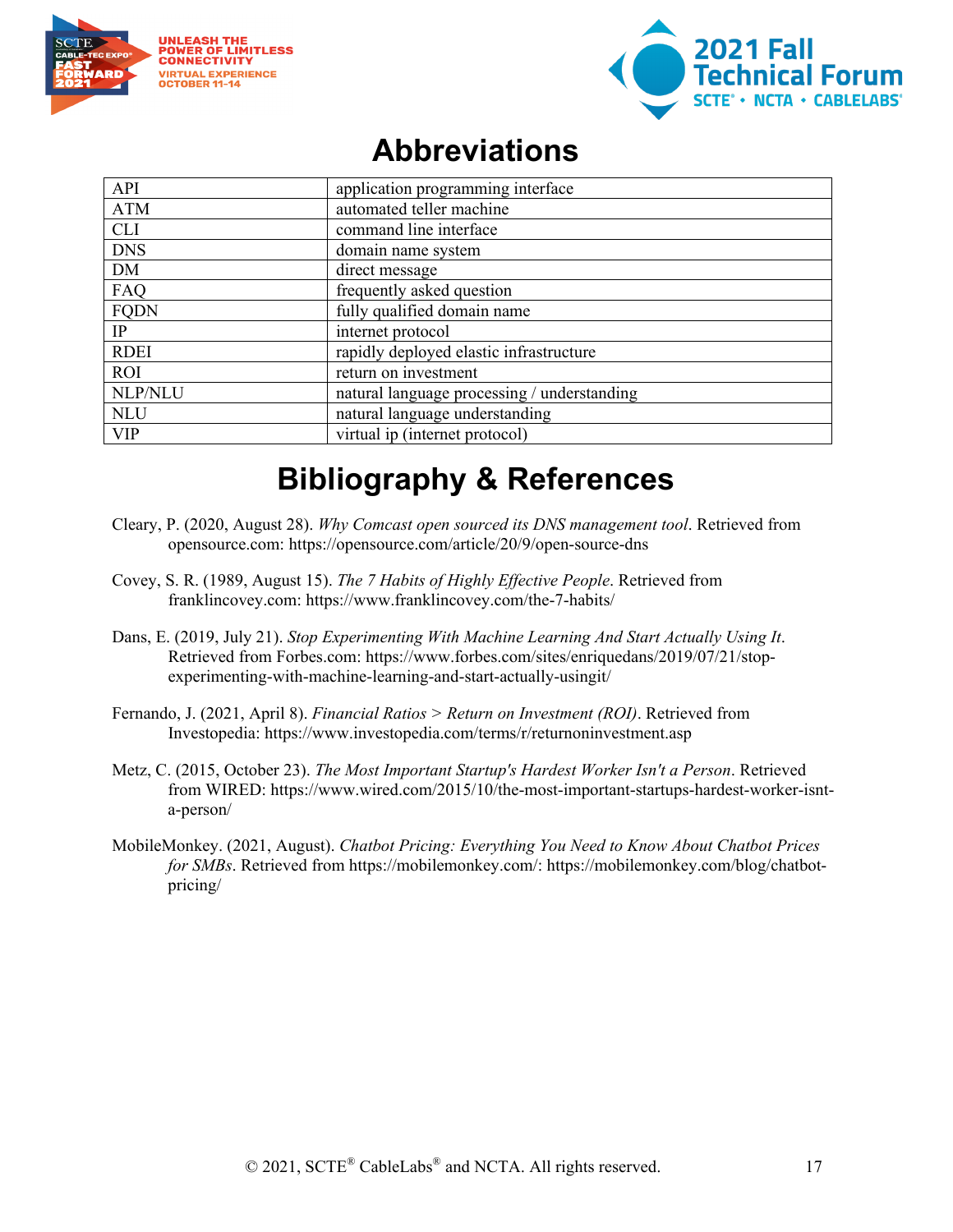# Abbreviations

| | |
|---|---|
| API | application programming interface |
| ATM | automated teller machine |
| CLI | command line interface |
| DNS | domain name system |
| DM | direct message |
| FAQ | frequently asked question |
| FQDN | fully qualified domain name |
| IP | internet protocol |
| RDEI | rapidly deployed elastic infrastructure |
| ROI | return on investment |
| NLP/NLU | natural language processing / understanding |
| NLU | natural language understanding |
| VIP | virtual ip (internet protocol) |

# Bibliography & References

Cleary, P. (2020, August 28). *Why Comcast open sourced its DNS management tool*. Retrieved from opensource.com: https://opensource.com/article/20/9/open-source-dns

Covey, S. R. (1989, August 15). *The 7 Habits of Highly Effective People*. Retrieved from franklincovey.com: https://www.franklincovey.com/the-7-habits/

Dans, E. (2019, July 21). *Stop Experimenting With Machine Learning And Start Actually Using It*. Retrieved from Forbes.com: https://www.forbes.com/sites/enriquedans/2019/07/21/stop-experimenting-with-machine-learning-and-start-actually-usingit/

Fernando, J. (2021, April 8). *Financial Ratios > Return on Investment (ROI)*. Retrieved from Investopedia: https://www.investopedia.com/terms/r/returnoninvestment.asp

Metz, C. (2015, October 23). *The Most Important Startup's Hardest Worker Isn't a Person*. Retrieved from WIRED: https://www.wired.com/2015/10/the-most-important-startups-hardest-worker-isnt-a-person/

MobileMonkey. (2021, August). *Chatbot Pricing: Everything You Need to Know About Chatbot Prices for SMBs*. Retrieved from https://mobilemonkey.com/: https://mobilemonkey.com/blog/chatbot-pricing/